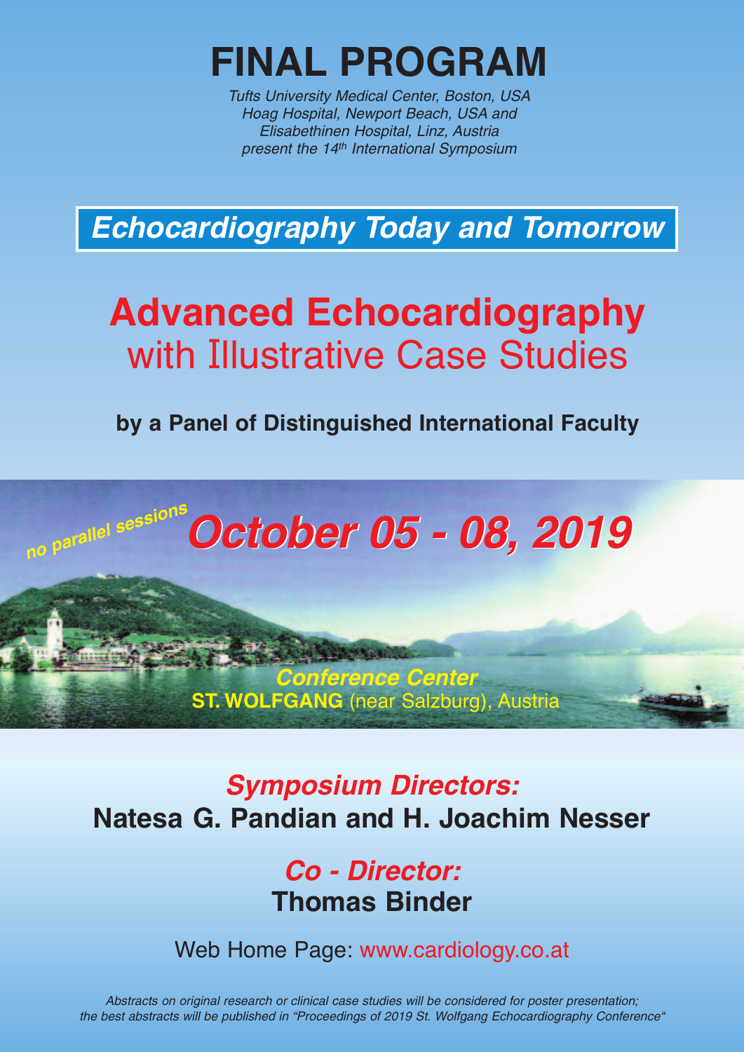# FINAL PROGRAM

*Tufts University Medical Center, Boston, USA*
*Hoag Hospital, Newport Beach, USA and*
*Elisabethinen Hospital, Linz, Austria*
*present the 14th International Symposium*

## *Echocardiography Today and Tomorrow*

# Advanced Echocardiography
## with Illustrative Case Studies

**by a Panel of Distinguished International Faculty**

***no parallel sessions***

## *October 05 - 08, 2019*

***Conference Center***
**ST. WOLFGANG** (near Salzburg), Austria

### *Symposium Directors:*
**Natesa G. Pandian and H. Joachim Nesser**

### *Co - Director:*
**Thomas Binder**

Web Home Page: www.cardiology.co.at

*Abstracts on original research or clinical case studies will be considered for poster presentation; the best abstracts will be published in "Proceedings of 2019 St. Wolfgang Echocardiography Conference"*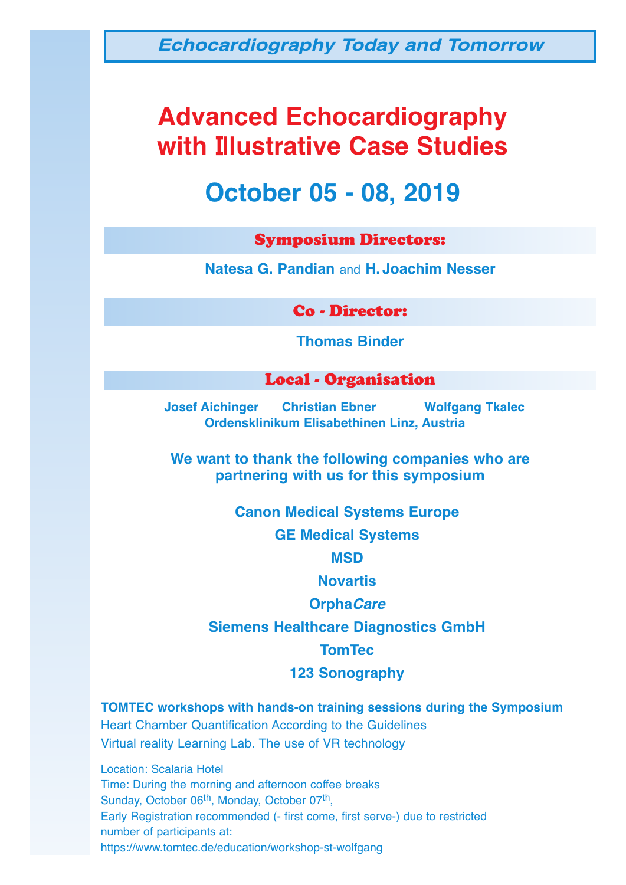*Echocardiography Today and Tomorrow*

# Advanced Echocardiography with Illustrative Case Studies

## October 05 - 08, 2019

### Symposium Directors:

**Natesa G. Pandian** and **H. Joachim Nesser**

### Co - Director:

**Thomas Binder**

### Local - Organisation

**Josef Aichinger** **Christian Ebner** **Wolfgang Tkalec**
**Ordensklinikum Elisabethinen Linz, Austria**

**We want to thank the following companies who are partnering with us for this symposium**

**Canon Medical Systems Europe**

**GE Medical Systems**

**MSD**

**Novartis**

**Orpha*Care***

**Siemens Healthcare Diagnostics GmbH**

**TomTec**

**123 Sonography**

**TOMTEC workshops with hands-on training sessions during the Symposium**
Heart Chamber Quantification According to the Guidelines
Virtual reality Learning Lab. The use of VR technology

Location: Scalaria Hotel
Time: During the morning and afternoon coffee breaks
Sunday, October 06th, Monday, October 07th,
Early Registration recommended (- first come, first serve-) due to restricted number of participants at:
https://www.tomtec.de/education/workshop-st-wolfgang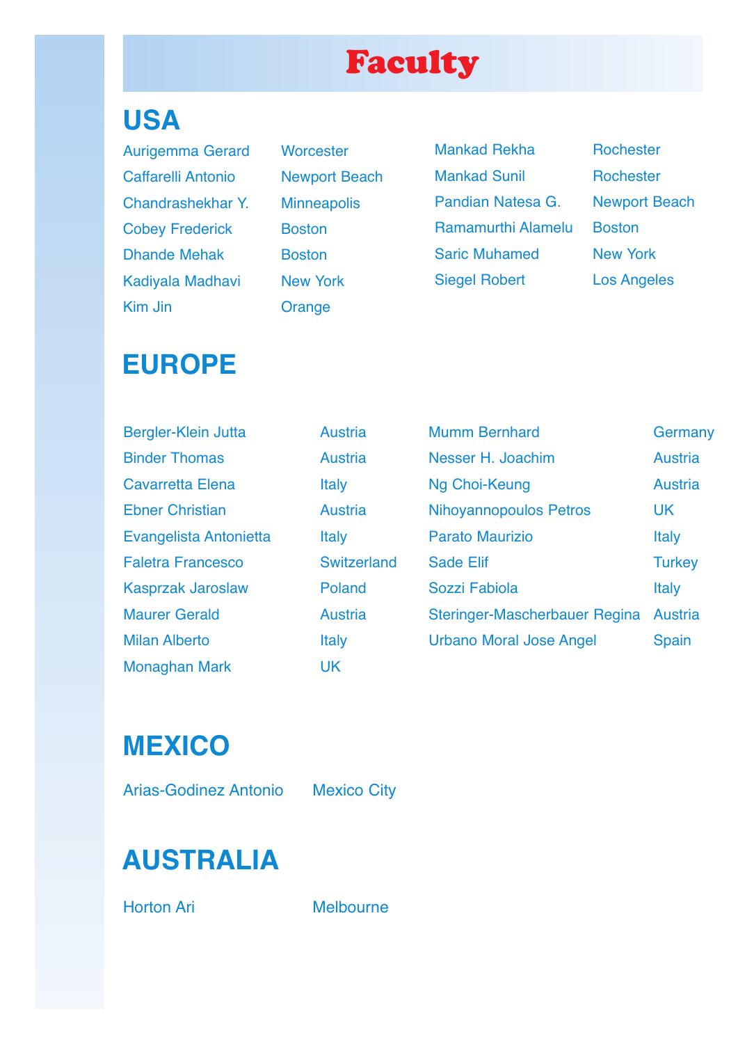# Faculty

## USA

| | |
|---|---|
| Aurigemma Gerard | Worcester |
| Caffarelli Antonio | Newport Beach |
| Chandrashekhar Y. | Minneapolis |
| Cobey Frederick | Boston |
| Dhande Mehak | Boston |
| Kadiyala Madhavi | New York |
| Kim Jin | Orange |
| Mankad Rekha | Rochester |
| Mankad Sunil | Rochester |
| Pandian Natesa G. | Newport Beach |
| Ramamurthi Alamelu | Boston |
| Saric Muhamed | New York |
| Siegel Robert | Los Angeles |

## EUROPE

| | |
|---|---|
| Bergler-Klein Jutta | Austria |
| Binder Thomas | Austria |
| Cavarretta Elena | Italy |
| Ebner Christian | Austria |
| Evangelista Antonietta | Italy |
| Faletra Francesco | Switzerland |
| Kasprzak Jaroslaw | Poland |
| Maurer Gerald | Austria |
| Milan Alberto | Italy |
| Monaghan Mark | UK |
| Mumm Bernhard | Germany |
| Nesser H. Joachim | Austria |
| Ng Choi-Keung | Austria |
| Nihoyannopoulos Petros | UK |
| Parato Maurizio | Italy |
| Sade Elif | Turkey |
| Sozzi Fabiola | Italy |
| Steringer-Mascherbauer Regina | Austria |
| Urbano Moral Jose Angel | Spain |

## MEXICO

| | |
|---|---|
| Arias-Godinez Antonio | Mexico City |

## AUSTRALIA

| | |
|---|---|
| Horton Ari | Melbourne |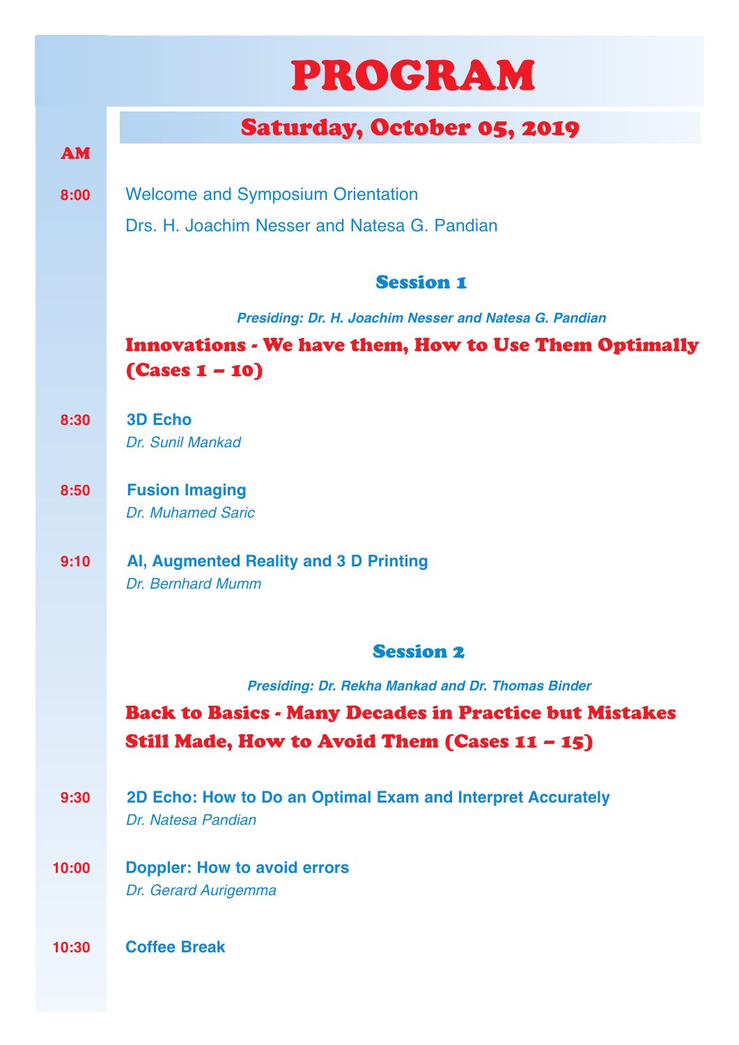# PROGRAM

## Saturday, October 05, 2019

**AM**

**8:00** Welcome and Symposium Orientation

Drs. H. Joachim Nesser and Natesa G. Pandian

### Session 1

***Presiding: Dr. H. Joachim Nesser and Natesa G. Pandian***

**Innovations - We have them, How to Use Them Optimally (Cases 1 – 10)**

**8:30** **3D Echo**
*Dr. Sunil Mankad*

**8:50** **Fusion Imaging**
*Dr. Muhamed Saric*

**9:10** **AI, Augmented Reality and 3 D Printing**
*Dr. Bernhard Mumm*

### Session 2

***Presiding: Dr. Rekha Mankad and Dr. Thomas Binder***

**Back to Basics - Many Decades in Practice but Mistakes Still Made, How to Avoid Them (Cases 11 – 15)**

**9:30** **2D Echo: How to Do an Optimal Exam and Interpret Accurately**
*Dr. Natesa Pandian*

**10:00** **Doppler: How to avoid errors**
*Dr. Gerard Aurigemma*

**10:30** **Coffee Break**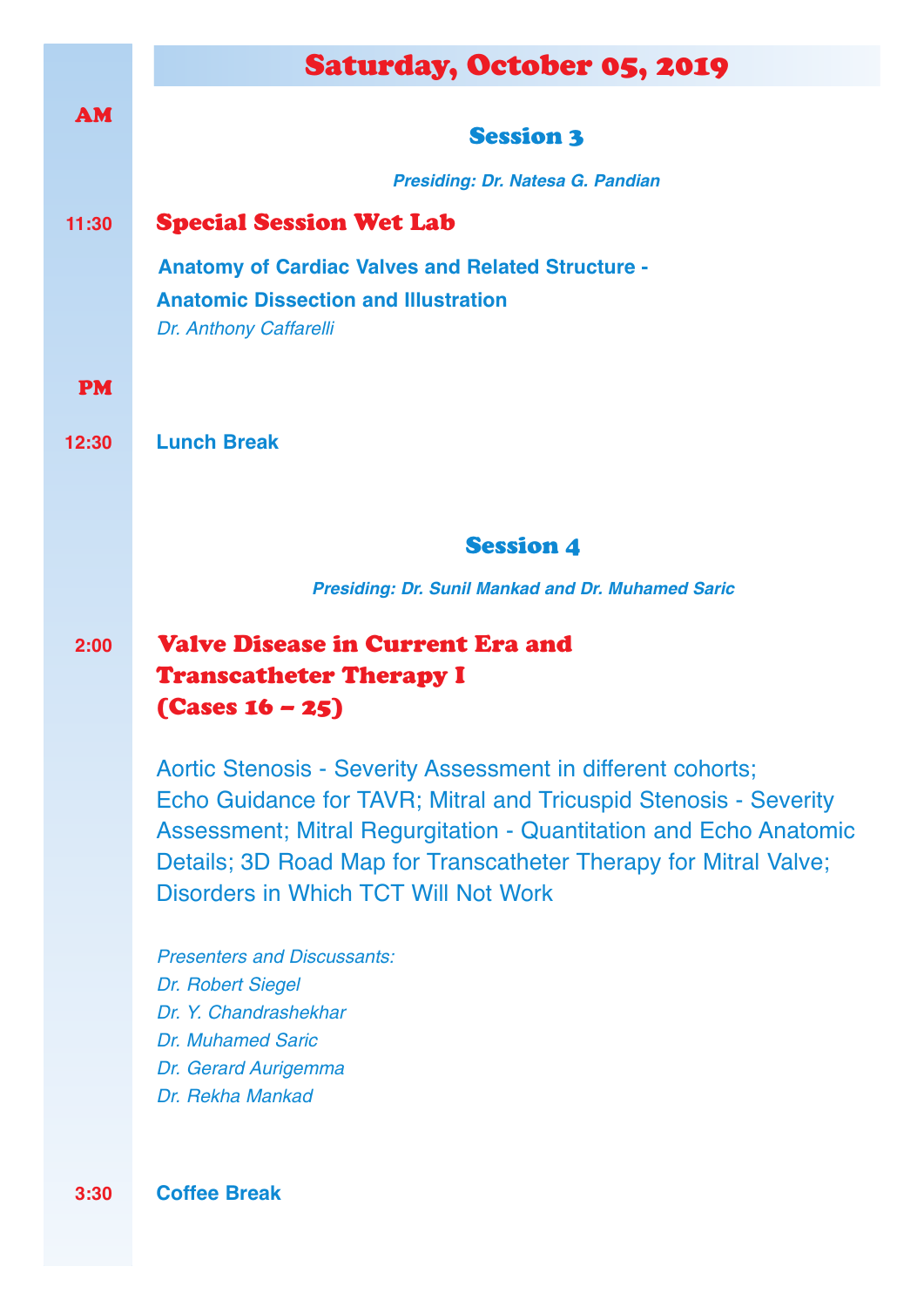# Saturday, October 05, 2019

**AM**

## Session 3

***Presiding: Dr. Natesa G. Pandian***

**11:30** **Special Session Wet Lab**

**Anatomy of Cardiac Valves and Related Structure - Anatomic Dissection and Illustration**

*Dr. Anthony Caffarelli*

**PM**

**12:30** **Lunch Break**

## Session 4

***Presiding: Dr. Sunil Mankad and Dr. Muhamed Saric***

**2:00** **Valve Disease in Current Era and Transcatheter Therapy I (Cases 16 – 25)**

Aortic Stenosis - Severity Assessment in different cohorts; Echo Guidance for TAVR; Mitral and Tricuspid Stenosis - Severity Assessment; Mitral Regurgitation - Quantitation and Echo Anatomic Details; 3D Road Map for Transcatheter Therapy for Mitral Valve; Disorders in Which TCT Will Not Work

*Presenters and Discussants:*
*Dr. Robert Siegel*
*Dr. Y. Chandrashekhar*
*Dr. Muhamed Saric*
*Dr. Gerard Aurigemma*
*Dr. Rekha Mankad*

**3:30** **Coffee Break**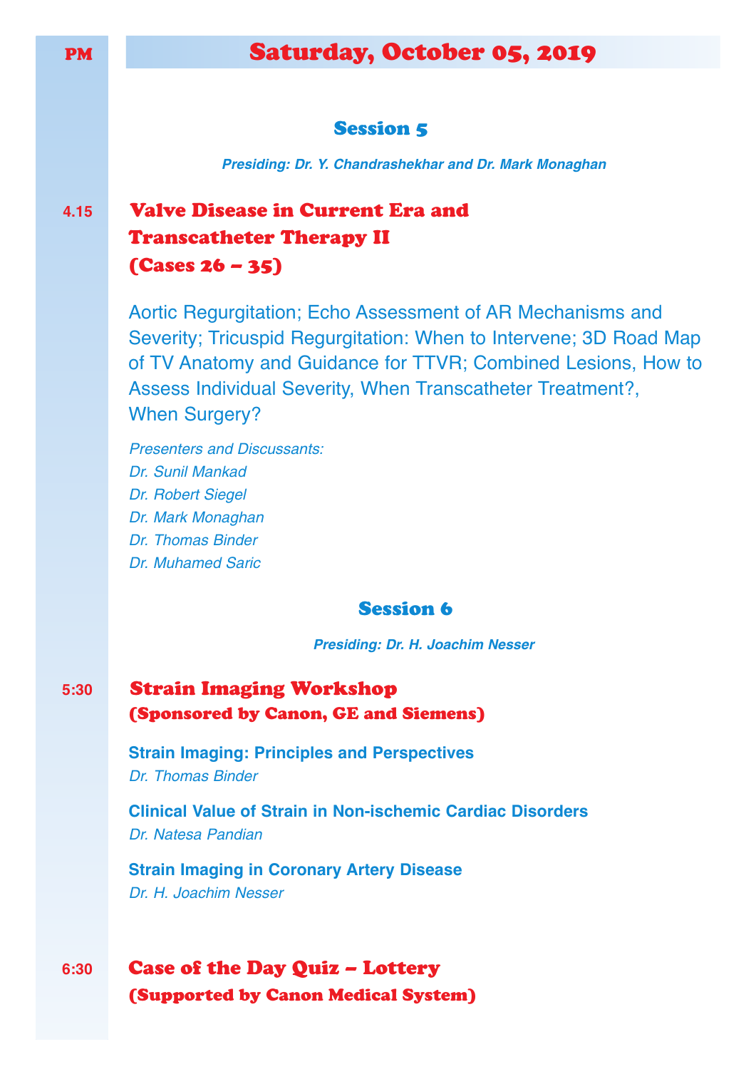PM

# Saturday, October 05, 2019

## Session 5

***Presiding: Dr. Y. Chandrashekhar and Dr. Mark Monaghan***

4.15 **Valve Disease in Current Era and Transcatheter Therapy II (Cases 26 – 35)**

Aortic Regurgitation; Echo Assessment of AR Mechanisms and Severity; Tricuspid Regurgitation: When to Intervene; 3D Road Map of TV Anatomy and Guidance for TTVR; Combined Lesions, How to Assess Individual Severity, When Transcatheter Treatment?, When Surgery?

*Presenters and Discussants:*
*Dr. Sunil Mankad*
*Dr. Robert Siegel*
*Dr. Mark Monaghan*
*Dr. Thomas Binder*
*Dr. Muhamed Saric*

## Session 6

***Presiding: Dr. H. Joachim Nesser***

5:30 **Strain Imaging Workshop (Sponsored by Canon, GE and Siemens)**

**Strain Imaging: Principles and Perspectives**
*Dr. Thomas Binder*

**Clinical Value of Strain in Non-ischemic Cardiac Disorders**
*Dr. Natesa Pandian*

**Strain Imaging in Coronary Artery Disease**
*Dr. H. Joachim Nesser*

6:30 **Case of the Day Quiz – Lottery (Supported by Canon Medical System)**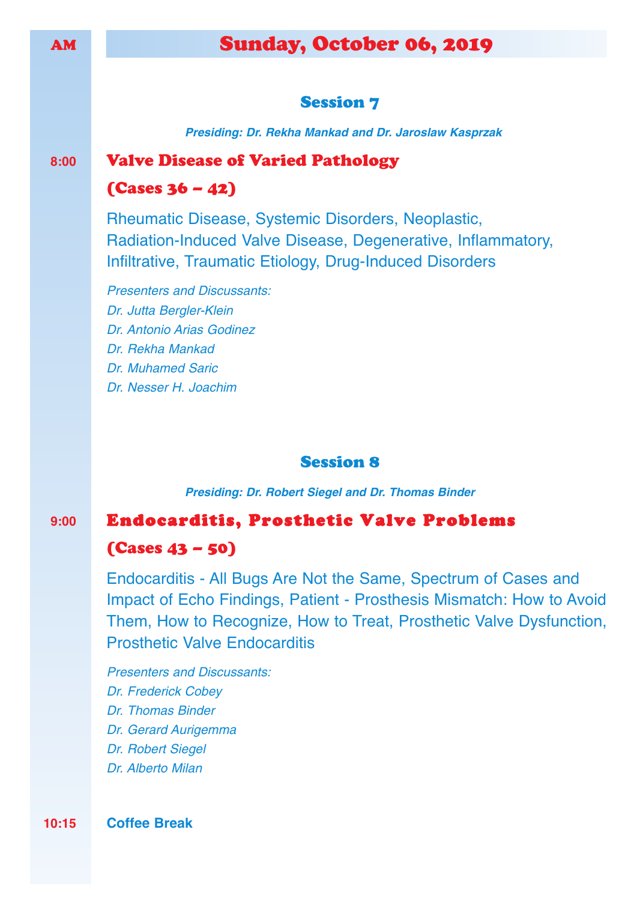AM

# Sunday, October 06, 2019

## Session 7

***Presiding: Dr. Rekha Mankad and Dr. Jaroslaw Kasprzak***

**8:00**

### Valve Disease of Varied Pathology

### (Cases 36 – 42)

Rheumatic Disease, Systemic Disorders, Neoplastic, Radiation-Induced Valve Disease, Degenerative, Inflammatory, Infiltrative, Traumatic Etiology, Drug-Induced Disorders

*Presenters and Discussants:*
*Dr. Jutta Bergler-Klein*
*Dr. Antonio Arias Godinez*
*Dr. Rekha Mankad*
*Dr. Muhamed Saric*
*Dr. Nesser H. Joachim*

## Session 8

***Presiding: Dr. Robert Siegel and Dr. Thomas Binder***

**9:00**

### Endocarditis, Prosthetic Valve Problems

### (Cases 43 – 50)

Endocarditis - All Bugs Are Not the Same, Spectrum of Cases and Impact of Echo Findings, Patient - Prosthesis Mismatch: How to Avoid Them, How to Recognize, How to Treat, Prosthetic Valve Dysfunction, Prosthetic Valve Endocarditis

*Presenters and Discussants:*
*Dr. Frederick Cobey*
*Dr. Thomas Binder*
*Dr. Gerard Aurigemma*
*Dr. Robert Siegel*
*Dr. Alberto Milan*

**10:15** **Coffee Break**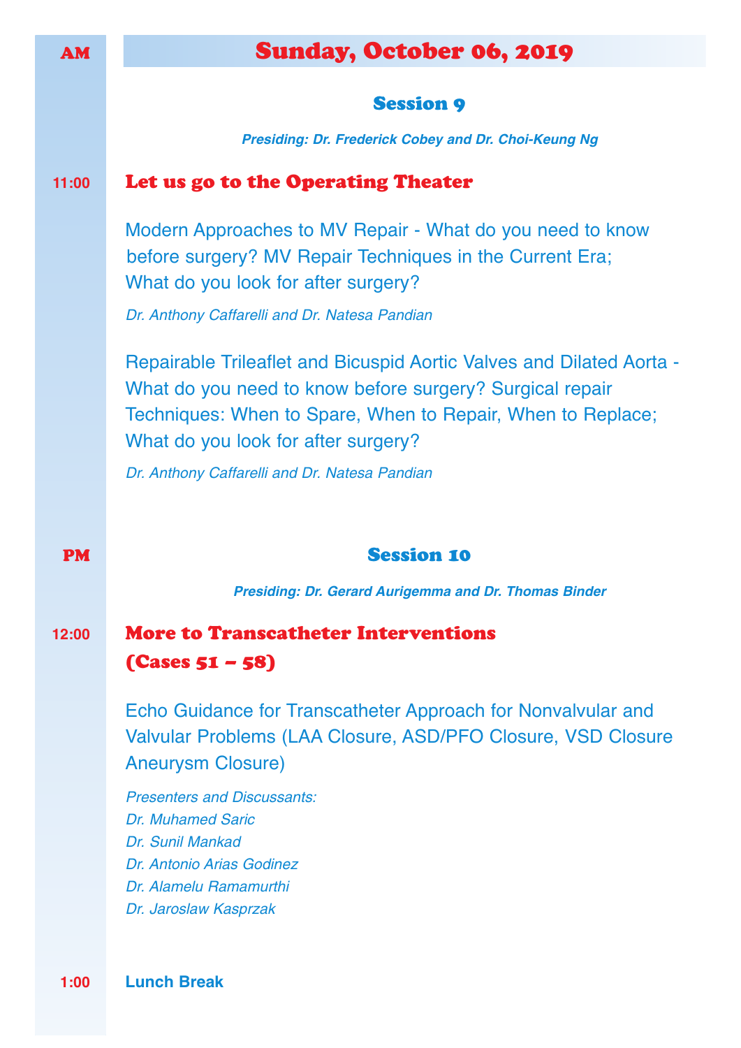AM

# Sunday, October 06, 2019

## Session 9

***Presiding: Dr. Frederick Cobey and Dr. Choi-Keung Ng***

11:00 **Let us go to the Operating Theater**

Modern Approaches to MV Repair - What do you need to know before surgery? MV Repair Techniques in the Current Era; What do you look for after surgery?

*Dr. Anthony Caffarelli and Dr. Natesa Pandian*

Repairable Trileaflet and Bicuspid Aortic Valves and Dilated Aorta - What do you need to know before surgery? Surgical repair Techniques: When to Spare, When to Repair, When to Replace; What do you look for after surgery?

*Dr. Anthony Caffarelli and Dr. Natesa Pandian*

PM

## Session 10

***Presiding: Dr. Gerard Aurigemma and Dr. Thomas Binder***

12:00 **More to Transcatheter Interventions (Cases 51 – 58)**

Echo Guidance for Transcatheter Approach for Nonvalvular and Valvular Problems (LAA Closure, ASD/PFO Closure, VSD Closure Aneurysm Closure)

*Presenters and Discussants:*
*Dr. Muhamed Saric*
*Dr. Sunil Mankad*
*Dr. Antonio Arias Godinez*
*Dr. Alamelu Ramamurthi*
*Dr. Jaroslaw Kasprzak*

1:00 **Lunch Break**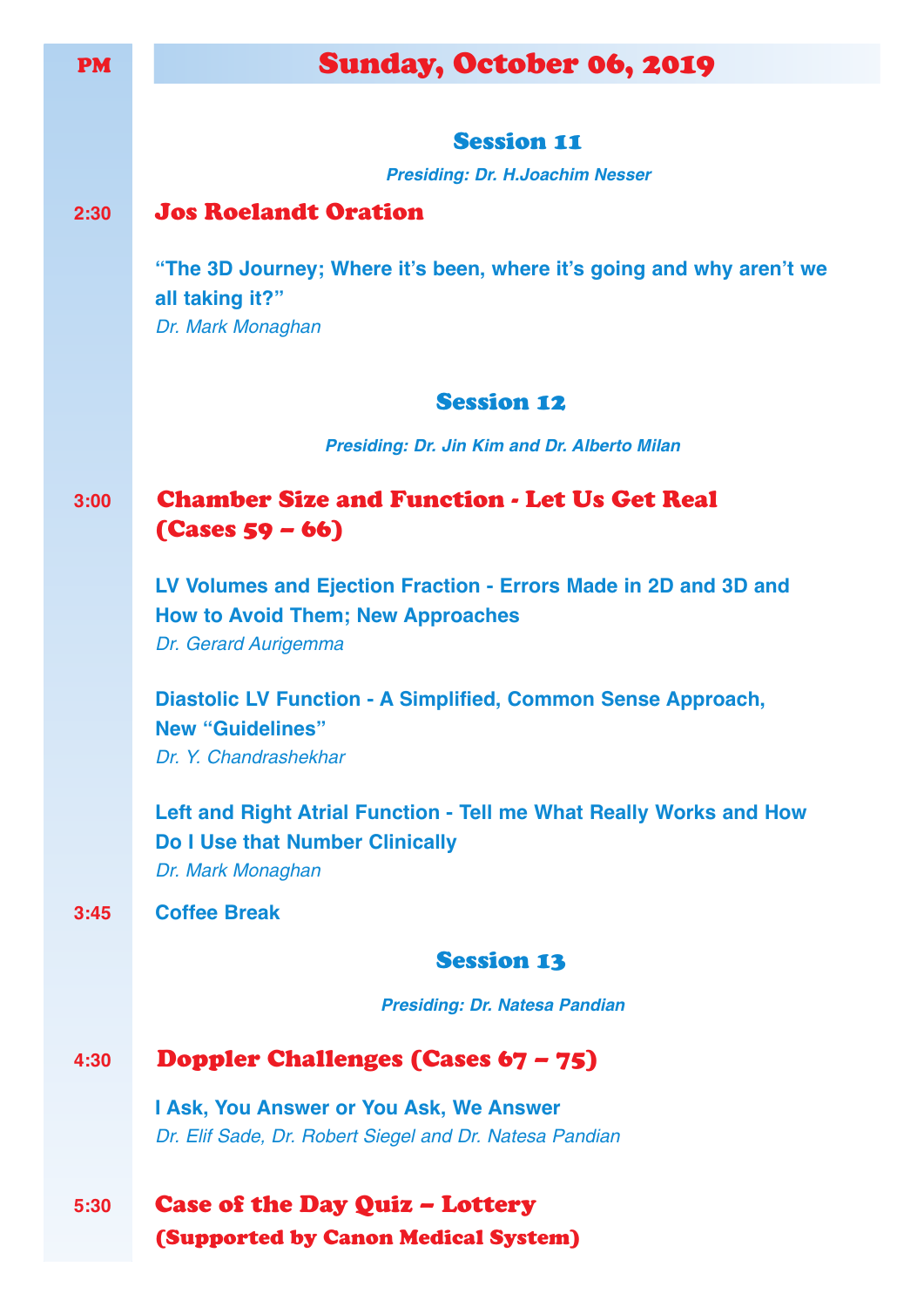**PM**

# Sunday, October 06, 2019

## Session 11

*Presiding: Dr. H.Joachim Nesser*

**2:30** **Jos Roelandt Oration**

**"The 3D Journey; Where it's been, where it's going and why aren't we all taking it?"**
*Dr. Mark Monaghan*

## Session 12

*Presiding: Dr. Jin Kim and Dr. Alberto Milan*

**3:00** **Chamber Size and Function - Let Us Get Real (Cases 59 – 66)**

**LV Volumes and Ejection Fraction - Errors Made in 2D and 3D and How to Avoid Them; New Approaches**
*Dr. Gerard Aurigemma*

**Diastolic LV Function - A Simplified, Common Sense Approach, New "Guidelines"**
*Dr. Y. Chandrashekhar*

**Left and Right Atrial Function - Tell me What Really Works and How Do I Use that Number Clinically**
*Dr. Mark Monaghan*

**3:45** **Coffee Break**

## Session 13

*Presiding: Dr. Natesa Pandian*

**4:30** **Doppler Challenges (Cases 67 – 75)**

**I Ask, You Answer or You Ask, We Answer**
*Dr. Elif Sade, Dr. Robert Siegel and Dr. Natesa Pandian*

**5:30** **Case of the Day Quiz – Lottery (Supported by Canon Medical System)**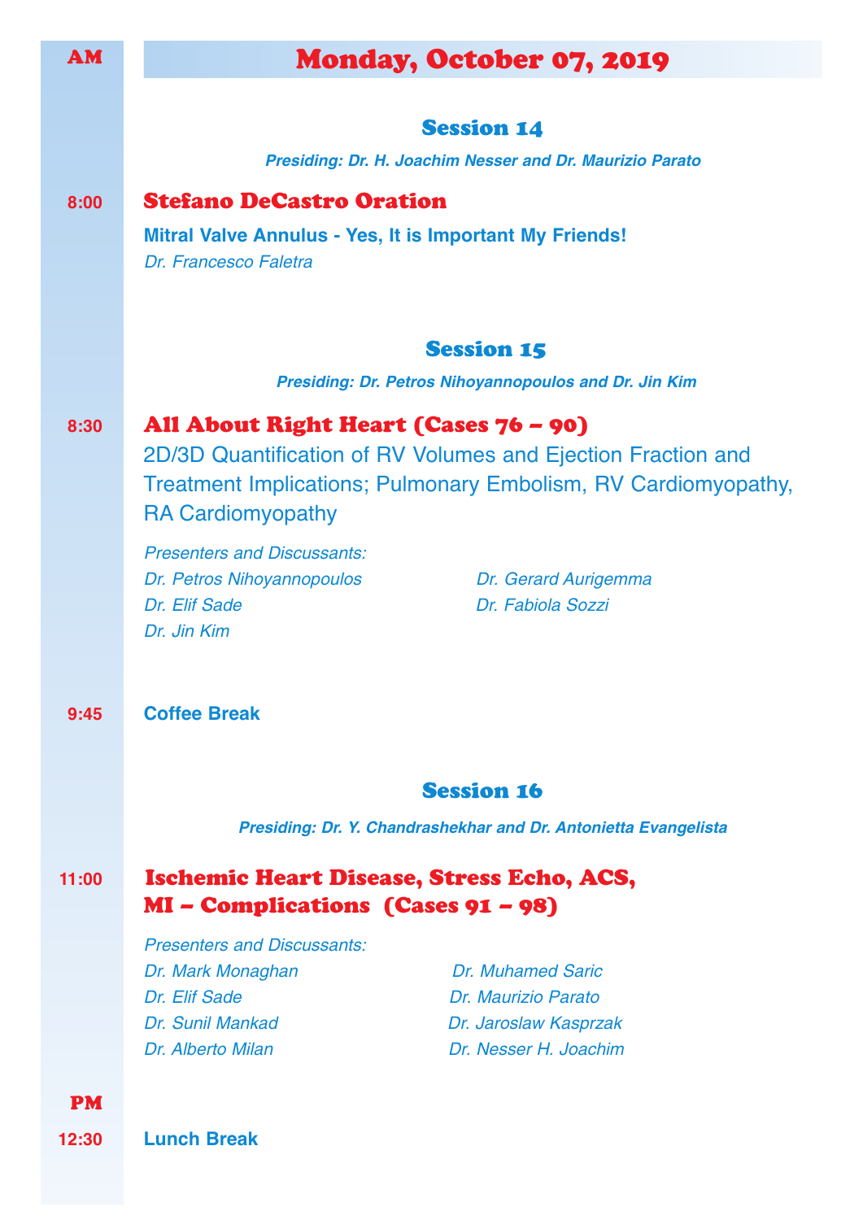# Monday, October 07, 2019

AM

## Session 14

***Presiding: Dr. H. Joachim Nesser and Dr. Maurizio Parato***

**8:00** **Stefano DeCastro Oration**

**Mitral Valve Annulus - Yes, It is Important My Friends!**

*Dr. Francesco Faletra*

## Session 15

***Presiding: Dr. Petros Nihoyannopoulos and Dr. Jin Kim***

**8:30** **All About Right Heart (Cases 76 – 90)**

2D/3D Quantification of RV Volumes and Ejection Fraction and Treatment Implications; Pulmonary Embolism, RV Cardiomyopathy, RA Cardiomyopathy

*Presenters and Discussants:*

*Dr. Petros Nihoyannopoulos*
*Dr. Elif Sade*
*Dr. Jin Kim*
*Dr. Gerard Aurigemma*
*Dr. Fabiola Sozzi*

**9:45** **Coffee Break**

## Session 16

***Presiding: Dr. Y. Chandrashekhar and Dr. Antonietta Evangelista***

**11:00** **Ischemic Heart Disease, Stress Echo, ACS, MI – Complications (Cases 91 – 98)**

*Presenters and Discussants:*

*Dr. Mark Monaghan*
*Dr. Elif Sade*
*Dr. Sunil Mankad*
*Dr. Alberto Milan*
*Dr. Muhamed Saric*
*Dr. Maurizio Parato*
*Dr. Jaroslaw Kasprzak*
*Dr. Nesser H. Joachim*

PM

**12:30** **Lunch Break**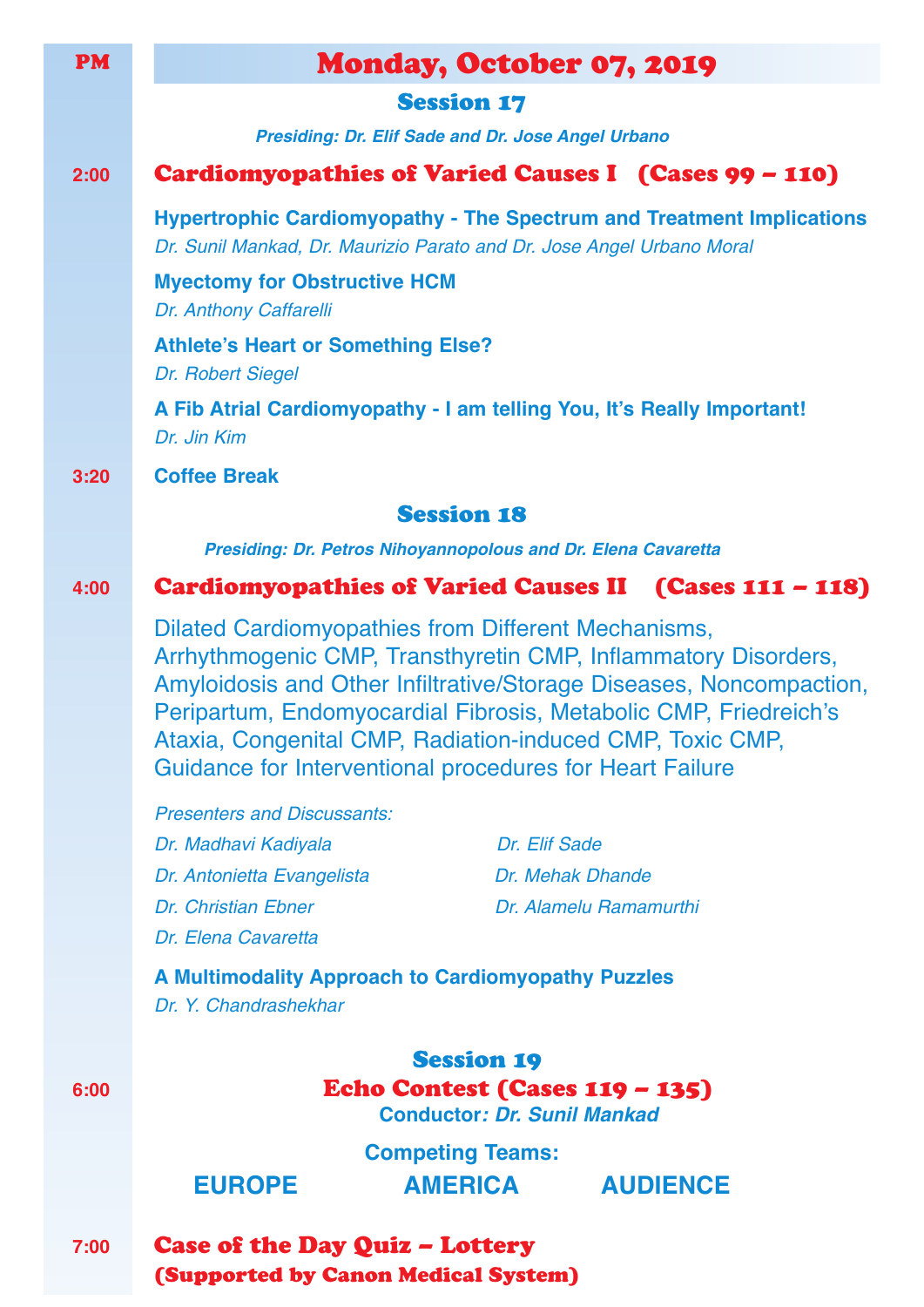PM

# Monday, October 07, 2019

## Session 17

*Presiding: Dr. Elif Sade and Dr. Jose Angel Urbano*

2:00 **Cardiomyopathies of Varied Causes I (Cases 99 – 110)**

**Hypertrophic Cardiomyopathy - The Spectrum and Treatment Implications**
*Dr. Sunil Mankad, Dr. Maurizio Parato and Dr. Jose Angel Urbano Moral*

**Myectomy for Obstructive HCM**
*Dr. Anthony Caffarelli*

**Athlete's Heart or Something Else?**
*Dr. Robert Siegel*

**A Fib Atrial Cardiomyopathy - I am telling You, It's Really Important!**
*Dr. Jin Kim*

3:20 **Coffee Break**

## Session 18

*Presiding: Dr. Petros Nihoyannopolous and Dr. Elena Cavaretta*

4:00 **Cardiomyopathies of Varied Causes II (Cases 111 – 118)**

Dilated Cardiomyopathies from Different Mechanisms, Arrhythmogenic CMP, Transthyretin CMP, Inflammatory Disorders, Amyloidosis and Other Infiltrative/Storage Diseases, Noncompaction, Peripartum, Endomyocardial Fibrosis, Metabolic CMP, Friedreich's Ataxia, Congenital CMP, Radiation-induced CMP, Toxic CMP, Guidance for Interventional procedures for Heart Failure

*Presenters and Discussants:*
*Dr. Madhavi Kadiyala*
*Dr. Antonietta Evangelista*
*Dr. Christian Ebner*
*Dr. Elena Cavaretta*
*Dr. Elif Sade*
*Dr. Mehak Dhande*
*Dr. Alamelu Ramamurthi*

**A Multimodality Approach to Cardiomyopathy Puzzles**
*Dr. Y. Chandrashekhar*

## Session 19

6:00 **Echo Contest (Cases 119 – 135)**

**Conductor: *Dr. Sunil Mankad***

**Competing Teams:**

**EUROPE** **AMERICA** **AUDIENCE**

7:00 **Case of the Day Quiz – Lottery**
**(Supported by Canon Medical System)**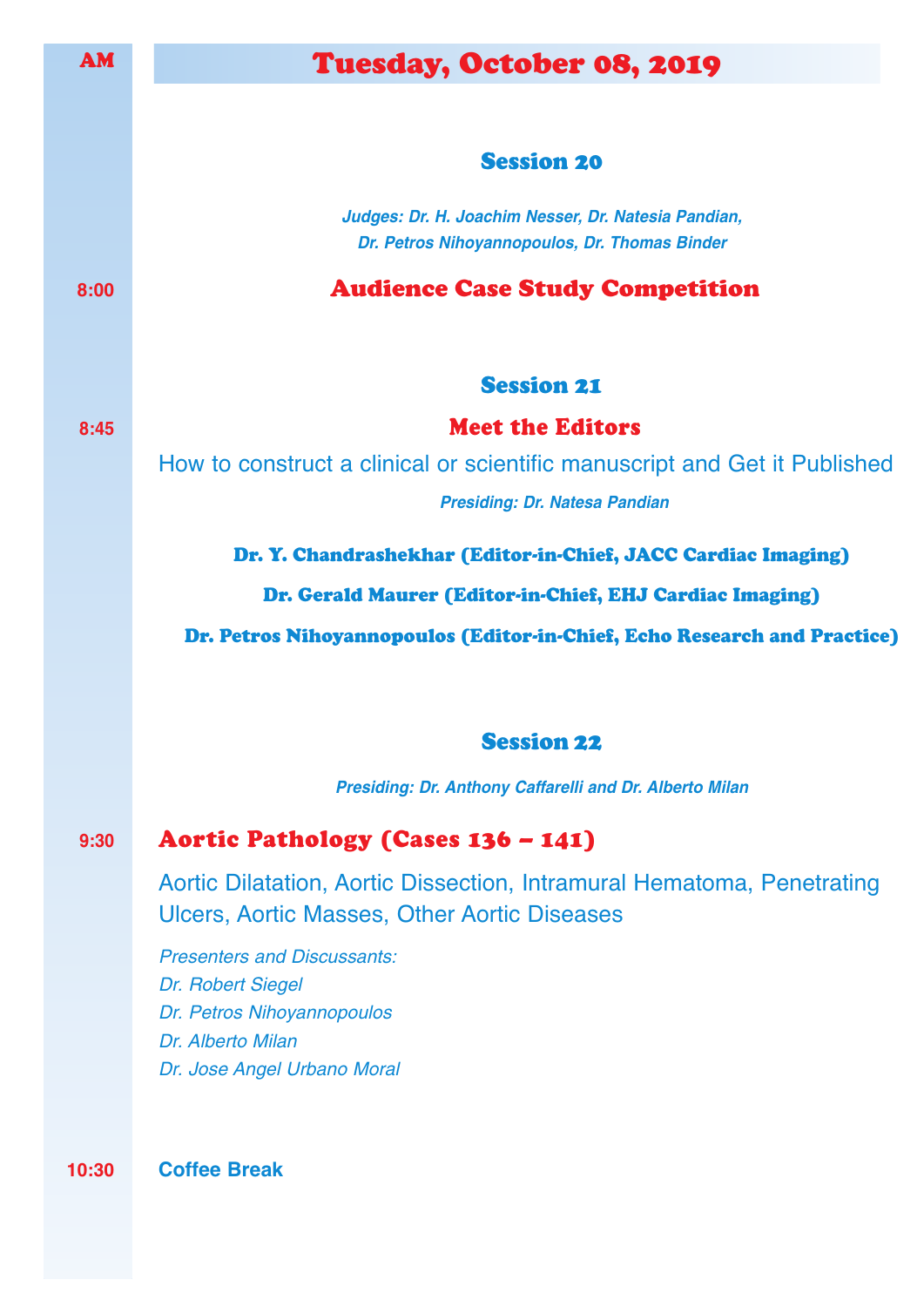# Tuesday, October 08, 2019

AM

## Session 20

*Judges: Dr. H. Joachim Nesser, Dr. Natesia Pandian, Dr. Petros Nihoyannopoulos, Dr. Thomas Binder*

**8:00** **Audience Case Study Competition**

## Session 21

**8:45** **Meet the Editors**

How to construct a clinical or scientific manuscript and Get it Published

*Presiding: Dr. Natesa Pandian*

**Dr. Y. Chandrashekhar (Editor-in-Chief, JACC Cardiac Imaging)**

**Dr. Gerald Maurer (Editor-in-Chief, EHJ Cardiac Imaging)**

**Dr. Petros Nihoyannopoulos (Editor-in-Chief, Echo Research and Practice)**

## Session 22

*Presiding: Dr. Anthony Caffarelli and Dr. Alberto Milan*

**9:30** **Aortic Pathology (Cases 136 – 141)**

Aortic Dilatation, Aortic Dissection, Intramural Hematoma, Penetrating Ulcers, Aortic Masses, Other Aortic Diseases

*Presenters and Discussants:*
*Dr. Robert Siegel*
*Dr. Petros Nihoyannopoulos*
*Dr. Alberto Milan*
*Dr. Jose Angel Urbano Moral*

**10:30** **Coffee Break**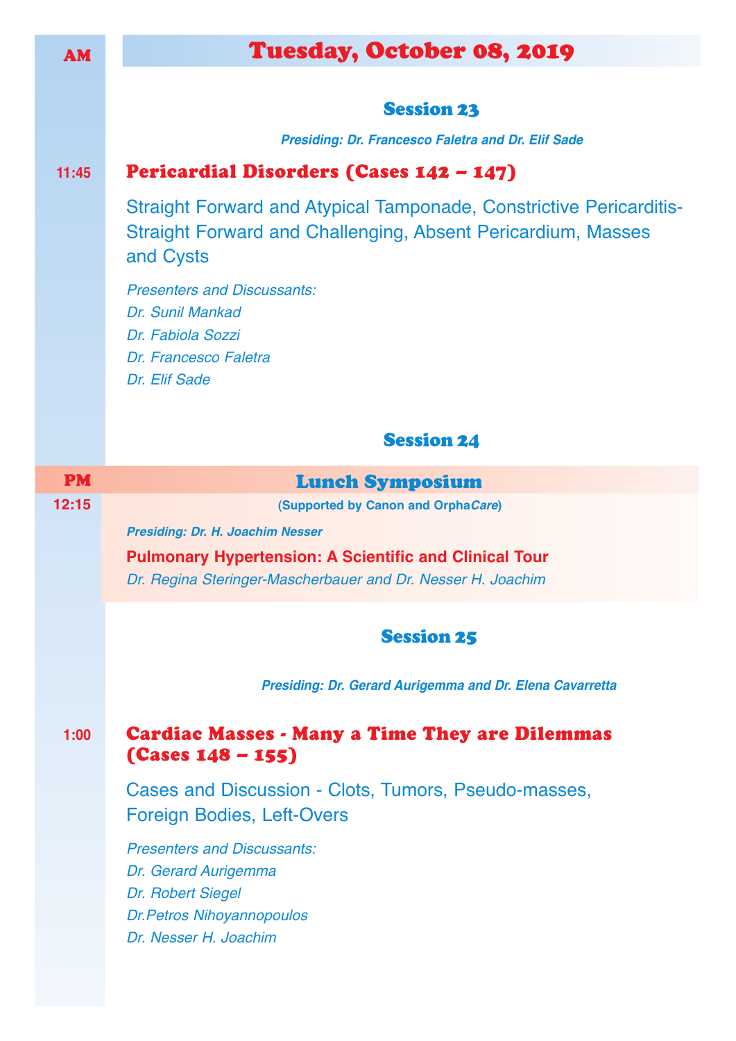# Tuesday, October 08, 2019

AM

## Session 23

***Presiding: Dr. Francesco Faletra and Dr. Elif Sade***

11:45 **Pericardial Disorders (Cases 142 – 147)**

Straight Forward and Atypical Tamponade, Constrictive Pericarditis-Straight Forward and Challenging, Absent Pericardium, Masses and Cysts

*Presenters and Discussants:*
*Dr. Sunil Mankad*
*Dr. Fabiola Sozzi*
*Dr. Francesco Faletra*
*Dr. Elif Sade*

## Session 24

PM

### Lunch Symposium

12:15 **(Supported by Canon and Orpha*Care*)**

***Presiding: Dr. H. Joachim Nesser***

**Pulmonary Hypertension: A Scientific and Clinical Tour**

*Dr. Regina Steringer-Mascherbauer and Dr. Nesser H. Joachim*

## Session 25

***Presiding: Dr. Gerard Aurigemma and Dr. Elena Cavarretta***

1:00 **Cardiac Masses - Many a Time They are Dilemmas (Cases 148 – 155)**

Cases and Discussion - Clots, Tumors, Pseudo-masses, Foreign Bodies, Left-Overs

*Presenters and Discussants:*
*Dr. Gerard Aurigemma*
*Dr. Robert Siegel*
*Dr.Petros Nihoyannopoulos*
*Dr. Nesser H. Joachim*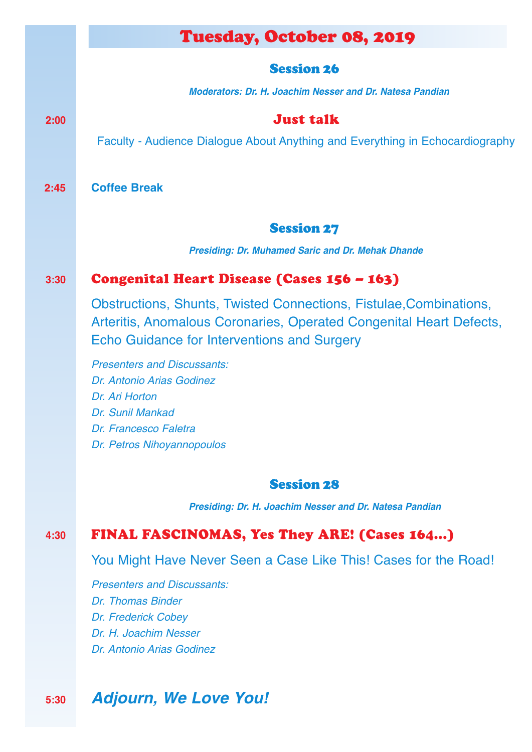# Tuesday, October 08, 2019

## Session 26

***Moderators: Dr. H. Joachim Nesser and Dr. Natesa Pandian***

**2:00** **Just talk**

Faculty - Audience Dialogue About Anything and Everything in Echocardiography

**2:45** **Coffee Break**

## Session 27

***Presiding: Dr. Muhamed Saric and Dr. Mehak Dhande***

**3:30** **Congenital Heart Disease (Cases 156 – 163)**

Obstructions, Shunts, Twisted Connections, Fistulae,Combinations, Arteritis, Anomalous Coronaries, Operated Congenital Heart Defects, Echo Guidance for Interventions and Surgery

*Presenters and Discussants:*
*Dr. Antonio Arias Godinez*
*Dr. Ari Horton*
*Dr. Sunil Mankad*
*Dr. Francesco Faletra*
*Dr. Petros Nihoyannopoulos*

## Session 28

***Presiding: Dr. H. Joachim Nesser and Dr. Natesa Pandian***

**4:30** **FINAL FASCINOMAS, Yes They ARE! (Cases 164...)**

You Might Have Never Seen a Case Like This! Cases for the Road!

*Presenters and Discussants:*
*Dr. Thomas Binder*
*Dr. Frederick Cobey*
*Dr. H. Joachim Nesser*
*Dr. Antonio Arias Godinez*

**5:30** ***Adjourn, We Love You!***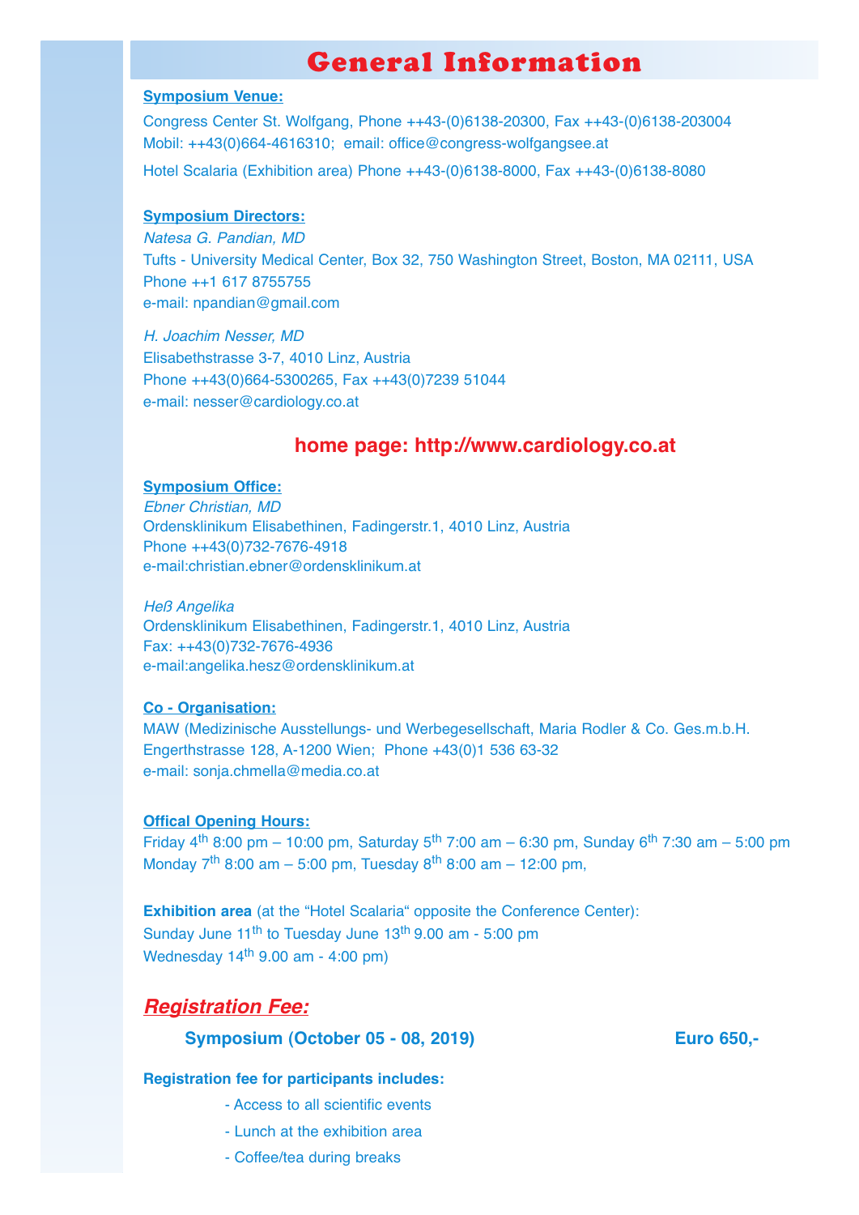# General Information

**Symposium Venue:**

Congress Center St. Wolfgang, Phone ++43-(0)6138-20300, Fax ++43-(0)6138-203004
Mobil: ++43(0)664-4616310; email: office@congress-wolfgangsee.at

Hotel Scalaria (Exhibition area) Phone ++43-(0)6138-8000, Fax ++43-(0)6138-8080

**Symposium Directors:**

*Natesa G. Pandian, MD*
Tufts - University Medical Center, Box 32, 750 Washington Street, Boston, MA 02111, USA
Phone ++1 617 8755755
e-mail: npandian@gmail.com

*H. Joachim Nesser, MD*
Elisabethstrasse 3-7, 4010 Linz, Austria
Phone ++43(0)664-5300265, Fax ++43(0)7239 51044
e-mail: nesser@cardiology.co.at

**home page: http://www.cardiology.co.at**

**Symposium Office:**

*Ebner Christian, MD*
Ordensklinikum Elisabethinen, Fadingerstr.1, 4010 Linz, Austria
Phone ++43(0)732-7676-4918
e-mail:christian.ebner@ordensklinikum.at

*Heß Angelika*
Ordensklinikum Elisabethinen, Fadingerstr.1, 4010 Linz, Austria
Fax: ++43(0)732-7676-4936
e-mail:angelika.hesz@ordensklinikum.at

**Co - Organisation:**

MAW (Medizinische Ausstellungs- und Werbegesellschaft, Maria Rodler & Co. Ges.m.b.H.
Engerthstrasse 128, A-1200 Wien; Phone +43(0)1 536 63-32
e-mail: sonja.chmella@media.co.at

**Offical Opening Hours:**

Friday 4th 8:00 pm – 10:00 pm, Saturday 5th 7:00 am – 6:30 pm, Sunday 6th 7:30 am – 5:00 pm
Monday 7th 8:00 am – 5:00 pm, Tuesday 8th 8:00 am – 12:00 pm,

**Exhibition area** (at the "Hotel Scalaria" opposite the Conference Center):
Sunday June 11th to Tuesday June 13th 9.00 am - 5:00 pm
Wednesday 14th 9.00 am - 4:00 pm)

## *Registration Fee:*

**Symposium (October 05 - 08, 2019) Euro 650,-**

**Registration fee for participants includes:**

- Access to all scientific events
- Lunch at the exhibition area
- Coffee/tea during breaks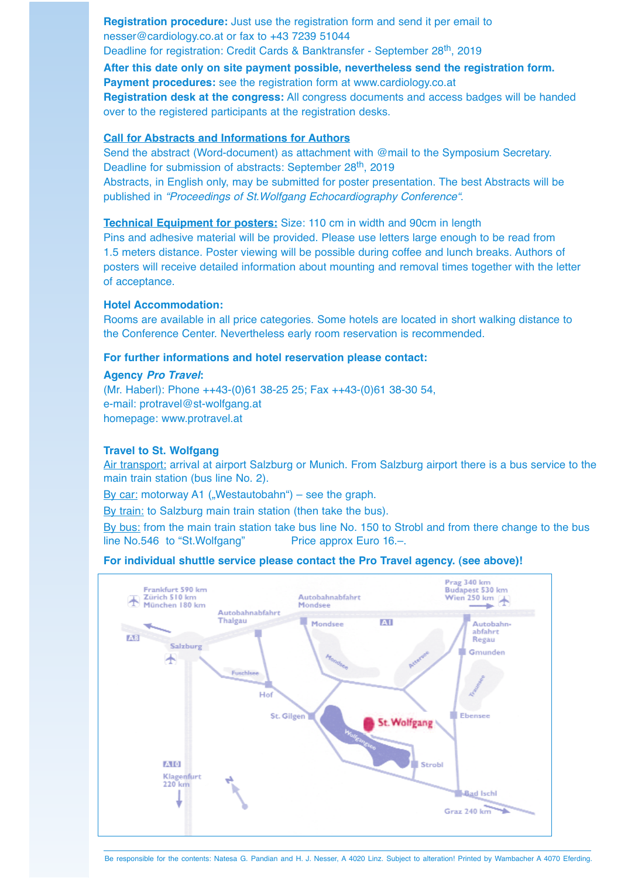**Registration procedure:** Just use the registration form and send it per email to nesser@cardiology.co.at or fax to +43 7239 51044
Deadline for registration: Credit Cards & Banktransfer - September 28th, 2019

**After this date only on site payment possible, nevertheless send the registration form.**
**Payment procedures:** see the registration form at www.cardiology.co.at
**Registration desk at the congress:** All congress documents and access badges will be handed over to the registered participants at the registration desks.

**Call for Abstracts and Informations for Authors**

Send the abstract (Word-document) as attachment with @mail to the Symposium Secretary.
Deadline for submission of abstracts: September 28th, 2019
Abstracts, in English only, may be submitted for poster presentation. The best Abstracts will be published in *"Proceedings of St.Wolfgang Echocardiography Conference"*.

**Technical Equipment for posters:** Size: 110 cm in width and 90cm in length
Pins and adhesive material will be provided. Please use letters large enough to be read from 1.5 meters distance. Poster viewing will be possible during coffee and lunch breaks. Authors of posters will receive detailed information about mounting and removal times together with the letter of acceptance.

**Hotel Accommodation:**

Rooms are available in all price categories. Some hotels are located in short walking distance to the Conference Center. Nevertheless early room reservation is recommended.

**For further informations and hotel reservation please contact:**

**Agency *Pro Travel*:**
(Mr. Haberl): Phone ++43-(0)61 38-25 25; Fax ++43-(0)61 38-30 54,
e-mail: protravel@st-wolfgang.at
homepage: www.protravel.at

**Travel to St. Wolfgang**

Air transport: arrival at airport Salzburg or Munich. From Salzburg airport there is a bus service to the main train station (bus line No. 2).

By car: motorway A1 („Westautobahn") – see the graph.

By train: to Salzburg main train station (then take the bus).

By bus: from the main train station take bus line No. 150 to Strobl and from there change to the bus line No.546 to "St.Wolfgang" Price approx Euro 16.–.

**For individual shuttle service please contact the Pro Travel agency. (see above)!**

Frankfurt 590 km
Zürich 510 km
München 180 km
A8
Salzburg
Autobahnabfahrt Thalgau
Fuschlsee
Hof
Autobahnabfahrt Mondsee
Mondsee
A1
Mondsee
Attersee
Prag 340 km
Budapest 530 km
Wien 250 km
Autobahn-abfahrt Regau
Gmunden
Traunsee
Ebensee
St. Gilgen
St. Wolfgang
Wolfgangsee
Strobl
Bad Ischl
Graz 240 km
A10
Klagenfurt 220 km
N

Be responsible for the contents: Natesa G. Pandian and H. J. Nesser, A 4020 Linz. Subject to alteration! Printed by Wambacher A 4070 Eferding.